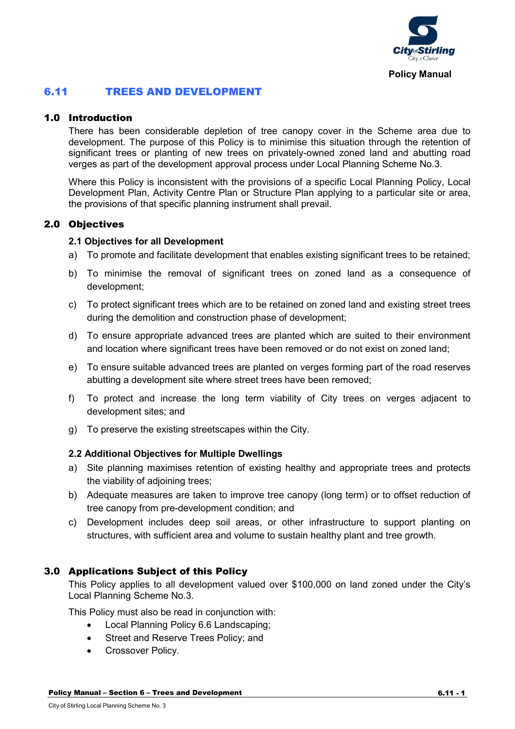# 6.11 TREES AND DEVELOPMENT

## 1.0 Introduction

There has been considerable depletion of tree canopy cover in the Scheme area due to development. The purpose of this Policy is to minimise this situation through the retention of significant trees or planting of new trees on privately-owned zoned land and abutting road verges as part of the development approval process under Local Planning Scheme No.3.

Where this Policy is inconsistent with the provisions of a specific Local Planning Policy, Local Development Plan, Activity Centre Plan or Structure Plan applying to a particular site or area, the provisions of that specific planning instrument shall prevail.

## 2.0 Objectives

### 2.1 Objectives for all Development

a) To promote and facilitate development that enables existing significant trees to be retained;

b) To minimise the removal of significant trees on zoned land as a consequence of development;

c) To protect significant trees which are to be retained on zoned land and existing street trees during the demolition and construction phase of development;

d) To ensure appropriate advanced trees are planted which are suited to their environment and location where significant trees have been removed or do not exist on zoned land;

e) To ensure suitable advanced trees are planted on verges forming part of the road reserves abutting a development site where street trees have been removed;

f) To protect and increase the long term viability of City trees on verges adjacent to development sites; and

g) To preserve the existing streetscapes within the City.

### 2.2 Additional Objectives for Multiple Dwellings

a) Site planning maximises retention of existing healthy and appropriate trees and protects the viability of adjoining trees;

b) Adequate measures are taken to improve tree canopy (long term) or to offset reduction of tree canopy from pre-development condition; and

c) Development includes deep soil areas, or other infrastructure to support planting on structures, with sufficient area and volume to sustain healthy plant and tree growth.

## 3.0 Applications Subject of this Policy

This Policy applies to all development valued over $100,000 on land zoned under the City's Local Planning Scheme No.3.

This Policy must also be read in conjunction with:

- Local Planning Policy 6.6 Landscaping;
- Street and Reserve Trees Policy; and
- Crossover Policy.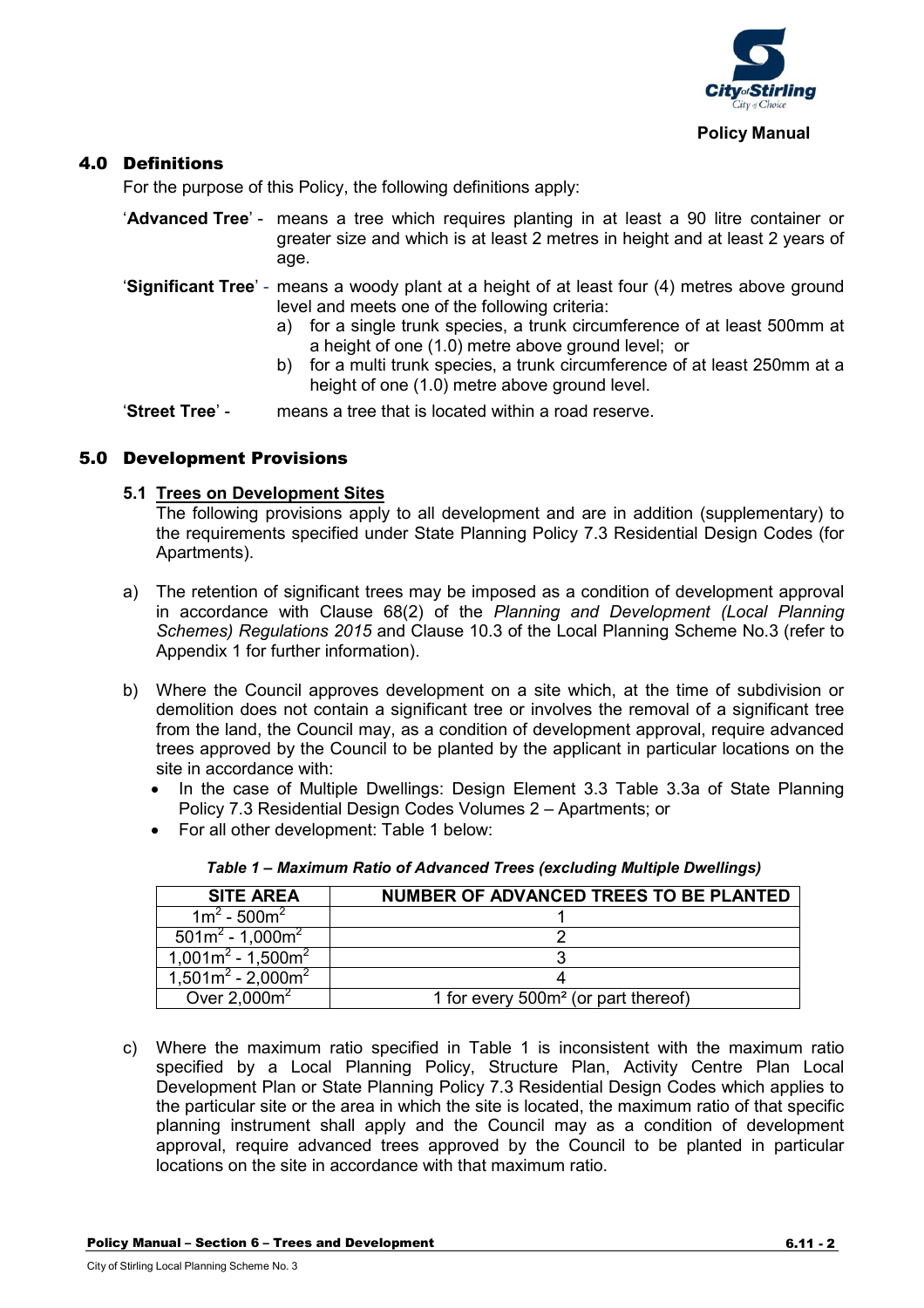## 4.0 Definitions

For the purpose of this Policy, the following definitions apply:

'**Advanced Tree**' - means a tree which requires planting in at least a 90 litre container or greater size and which is at least 2 metres in height and at least 2 years of age.

'**Significant Tree**' - means a woody plant at a height of at least four (4) metres above ground level and meets one of the following criteria:

a) for a single trunk species, a trunk circumference of at least 500mm at a height of one (1.0) metre above ground level; or
b) for a multi trunk species, a trunk circumference of at least 250mm at a height of one (1.0) metre above ground level.

'**Street Tree**' - means a tree that is located within a road reserve.

## 5.0 Development Provisions

### 5.1 Trees on Development Sites

The following provisions apply to all development and are in addition (supplementary) to the requirements specified under State Planning Policy 7.3 Residential Design Codes (for Apartments).

a) The retention of significant trees may be imposed as a condition of development approval in accordance with Clause 68(2) of the *Planning and Development (Local Planning Schemes) Regulations 2015* and Clause 10.3 of the Local Planning Scheme No.3 (refer to Appendix 1 for further information).

b) Where the Council approves development on a site which, at the time of subdivision or demolition does not contain a significant tree or involves the removal of a significant tree from the land, the Council may, as a condition of development approval, require advanced trees approved by the Council to be planted by the applicant in particular locations on the site in accordance with:

- In the case of Multiple Dwellings: Design Element 3.3 Table 3.3a of State Planning Policy 7.3 Residential Design Codes Volumes 2 – Apartments; or
- For all other development: Table 1 below:

***Table 1 – Maximum Ratio of Advanced Trees (excluding Multiple Dwellings)***

| SITE AREA | NUMBER OF ADVANCED TREES TO BE PLANTED |
|---|---|
| $1m^2$ - $500m^2$ | 1 |
| $501m^2$ - $1,000m^2$ | 2 |
| $1,001m^2$ - $1,500m^2$ | 3 |
| $1,501m^2$ - $2,000m^2$ | 4 |
| Over $2,000m^2$ | 1 for every $500m^2$ (or part thereof) |

c) Where the maximum ratio specified in Table 1 is inconsistent with the maximum ratio specified by a Local Planning Policy, Structure Plan, Activity Centre Plan Local Development Plan or State Planning Policy 7.3 Residential Design Codes which applies to the particular site or the area in which the site is located, the maximum ratio of that specific planning instrument shall apply and the Council may as a condition of development approval, require advanced trees approved by the Council to be planted in particular locations on the site in accordance with that maximum ratio.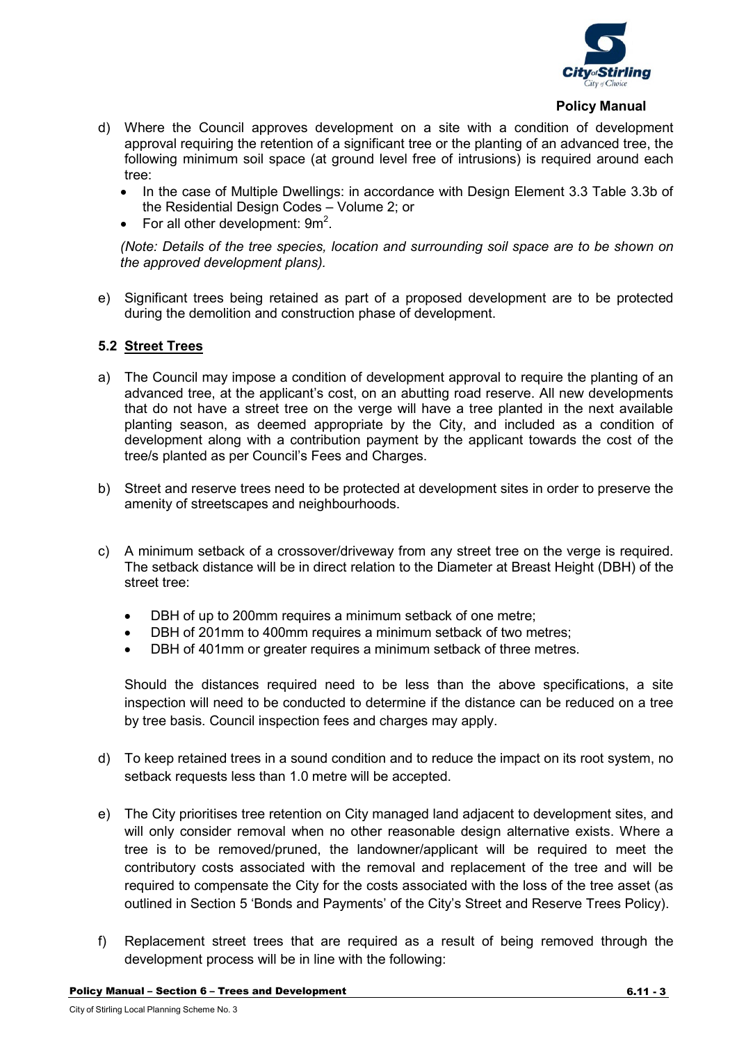d) Where the Council approves development on a site with a condition of development approval requiring the retention of a significant tree or the planting of an advanced tree, the following minimum soil space (at ground level free of intrusions) is required around each tree:
   - In the case of Multiple Dwellings: in accordance with Design Element 3.3 Table 3.3b of the Residential Design Codes – Volume 2; or
   - For all other development: $9m^2$.

   *(Note: Details of the tree species, location and surrounding soil space are to be shown on the approved development plans).*

e) Significant trees being retained as part of a proposed development are to be protected during the demolition and construction phase of development.

### 5.2 Street Trees

a) The Council may impose a condition of development approval to require the planting of an advanced tree, at the applicant's cost, on an abutting road reserve. All new developments that do not have a street tree on the verge will have a tree planted in the next available planting season, as deemed appropriate by the City, and included as a condition of development along with a contribution payment by the applicant towards the cost of the tree/s planted as per Council's Fees and Charges.

b) Street and reserve trees need to be protected at development sites in order to preserve the amenity of streetscapes and neighbourhoods.

c) A minimum setback of a crossover/driveway from any street tree on the verge is required. The setback distance will be in direct relation to the Diameter at Breast Height (DBH) of the street tree:

   - DBH of up to 200mm requires a minimum setback of one metre;
   - DBH of 201mm to 400mm requires a minimum setback of two metres;
   - DBH of 401mm or greater requires a minimum setback of three metres.

   Should the distances required need to be less than the above specifications, a site inspection will need to be conducted to determine if the distance can be reduced on a tree by tree basis. Council inspection fees and charges may apply.

d) To keep retained trees in a sound condition and to reduce the impact on its root system, no setback requests less than 1.0 metre will be accepted.

e) The City prioritises tree retention on City managed land adjacent to development sites, and will only consider removal when no other reasonable design alternative exists. Where a tree is to be removed/pruned, the landowner/applicant will be required to meet the contributory costs associated with the removal and replacement of the tree and will be required to compensate the City for the costs associated with the loss of the tree asset (as outlined in Section 5 'Bonds and Payments' of the City's Street and Reserve Trees Policy).

f) Replacement street trees that are required as a result of being removed through the development process will be in line with the following: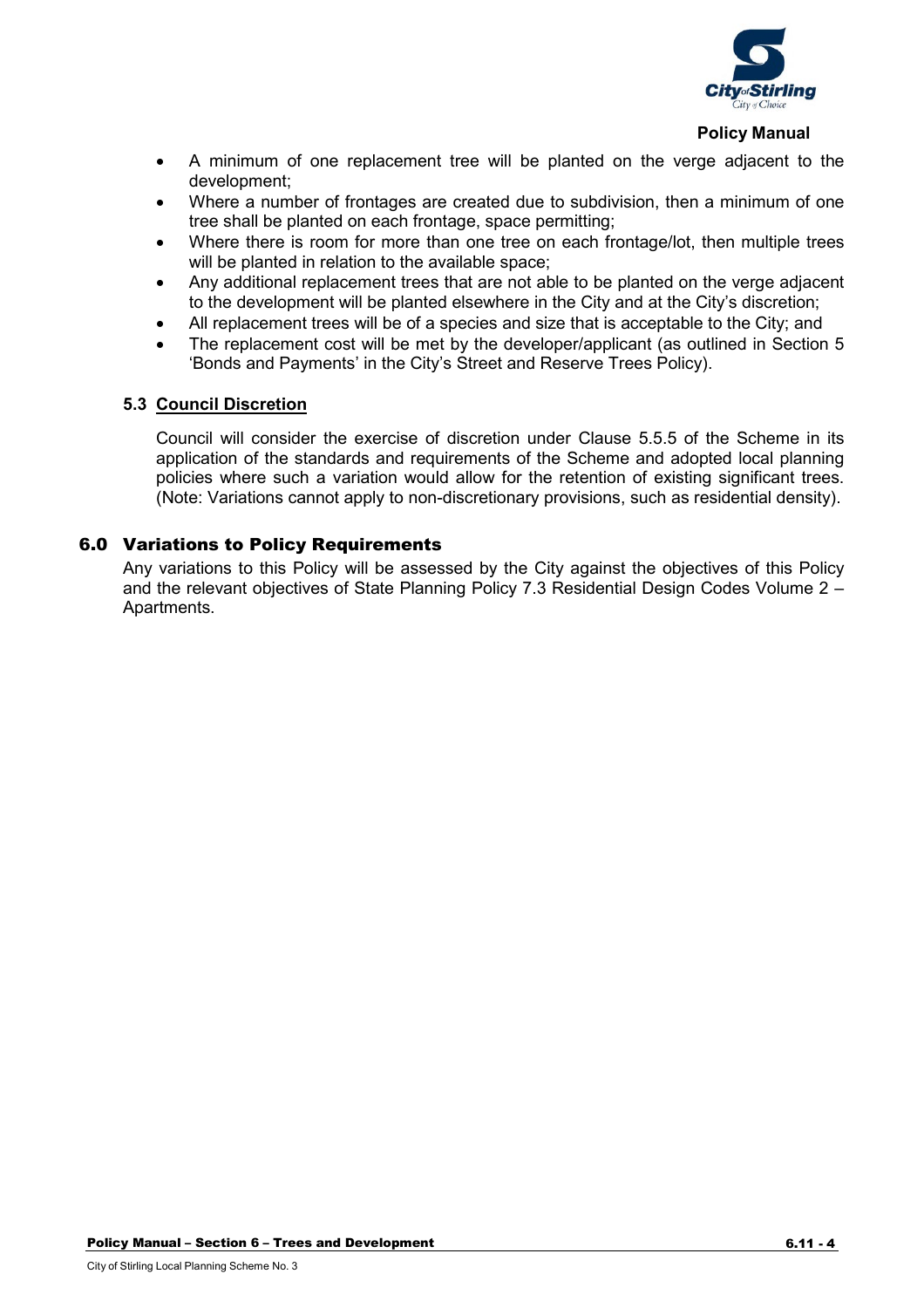- A minimum of one replacement tree will be planted on the verge adjacent to the development;
- Where a number of frontages are created due to subdivision, then a minimum of one tree shall be planted on each frontage, space permitting;
- Where there is room for more than one tree on each frontage/lot, then multiple trees will be planted in relation to the available space;
- Any additional replacement trees that are not able to be planted on the verge adjacent to the development will be planted elsewhere in the City and at the City's discretion;
- All replacement trees will be of a species and size that is acceptable to the City; and
- The replacement cost will be met by the developer/applicant (as outlined in Section 5 'Bonds and Payments' in the City's Street and Reserve Trees Policy).

### 5.3 Council Discretion

Council will consider the exercise of discretion under Clause 5.5.5 of the Scheme in its application of the standards and requirements of the Scheme and adopted local planning policies where such a variation would allow for the retention of existing significant trees. (Note: Variations cannot apply to non-discretionary provisions, such as residential density).

## 6.0 Variations to Policy Requirements

Any variations to this Policy will be assessed by the City against the objectives of this Policy and the relevant objectives of State Planning Policy 7.3 Residential Design Codes Volume 2 – Apartments.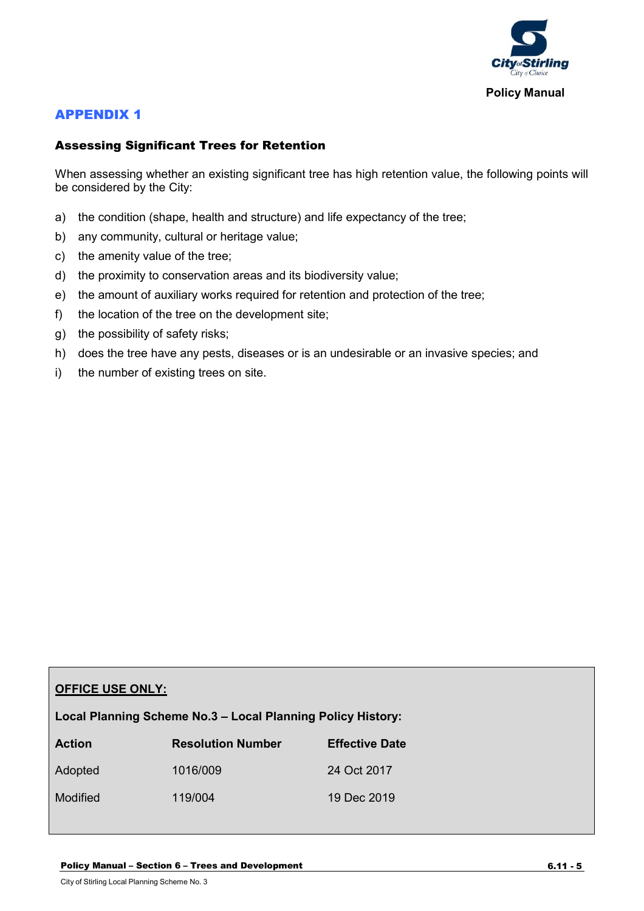# APPENDIX 1

### Assessing Significant Trees for Retention

When assessing whether an existing significant tree has high retention value, the following points will be considered by the City:

a) the condition (shape, health and structure) and life expectancy of the tree;

b) any community, cultural or heritage value;

c) the amenity value of the tree;

d) the proximity to conservation areas and its biodiversity value;

e) the amount of auxiliary works required for retention and protection of the tree;

f) the location of the tree on the development site;

g) the possibility of safety risks;

h) does the tree have any pests, diseases or is an undesirable or an invasive species; and

i) the number of existing trees on site.

**OFFICE USE ONLY:**

**Local Planning Scheme No.3 – Local Planning Policy History:**

| Action | Resolution Number | Effective Date |
|---|---|---|
| Adopted | 1016/009 | 24 Oct 2017 |
| Modified | 119/004 | 19 Dec 2019 |